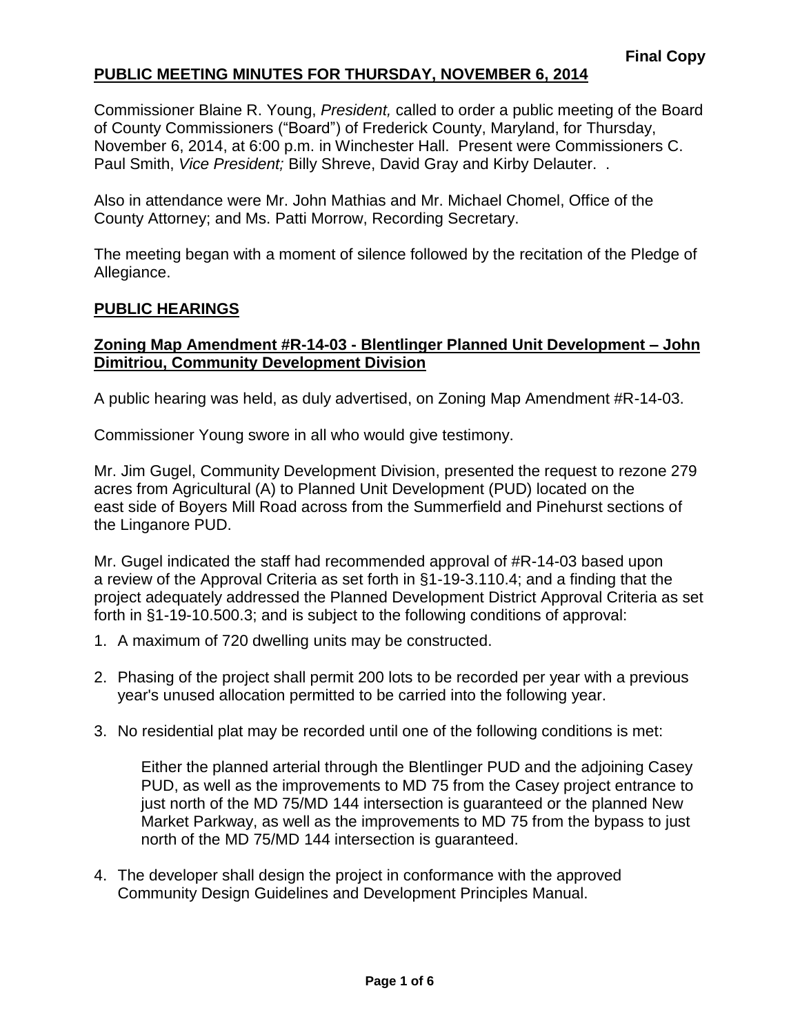**Final Copy**

# PUBLIC MEETING MINUTES FOR THURSDAY, NOVEMBER 6, 2014

Commissioner Blaine R. Young, *President,* called to order a public meeting of the Board of County Commissioners ("Board") of Frederick County, Maryland, for Thursday, November 6, 2014, at 6:00 p.m. in Winchester Hall. Present were Commissioners C. Paul Smith, *Vice President;* Billy Shreve, David Gray and Kirby Delauter. .

Also in attendance were Mr. John Mathias and Mr. Michael Chomel, Office of the County Attorney; and Ms. Patti Morrow, Recording Secretary.

The meeting began with a moment of silence followed by the recitation of the Pledge of Allegiance.

## PUBLIC HEARINGS

### Zoning Map Amendment #R-14-03 - Blentlinger Planned Unit Development – John Dimitriou, Community Development Division

A public hearing was held, as duly advertised, on Zoning Map Amendment #R-14-03.

Commissioner Young swore in all who would give testimony.

Mr. Jim Gugel, Community Development Division, presented the request to rezone 279 acres from Agricultural (A) to Planned Unit Development (PUD) located on the east side of Boyers Mill Road across from the Summerfield and Pinehurst sections of the Linganore PUD.

Mr. Gugel indicated the staff had recommended approval of #R-14-03 based upon a review of the Approval Criteria as set forth in §1-19-3.110.4; and a finding that the project adequately addressed the Planned Development District Approval Criteria as set forth in §1-19-10.500.3; and is subject to the following conditions of approval:

1. A maximum of 720 dwelling units may be constructed.

2. Phasing of the project shall permit 200 lots to be recorded per year with a previous year's unused allocation permitted to be carried into the following year.

3. No residential plat may be recorded until one of the following conditions is met:

   Either the planned arterial through the Blentlinger PUD and the adjoining Casey PUD, as well as the improvements to MD 75 from the Casey project entrance to just north of the MD 75/MD 144 intersection is guaranteed or the planned New Market Parkway, as well as the improvements to MD 75 from the bypass to just north of the MD 75/MD 144 intersection is guaranteed.

4. The developer shall design the project in conformance with the approved Community Design Guidelines and Development Principles Manual.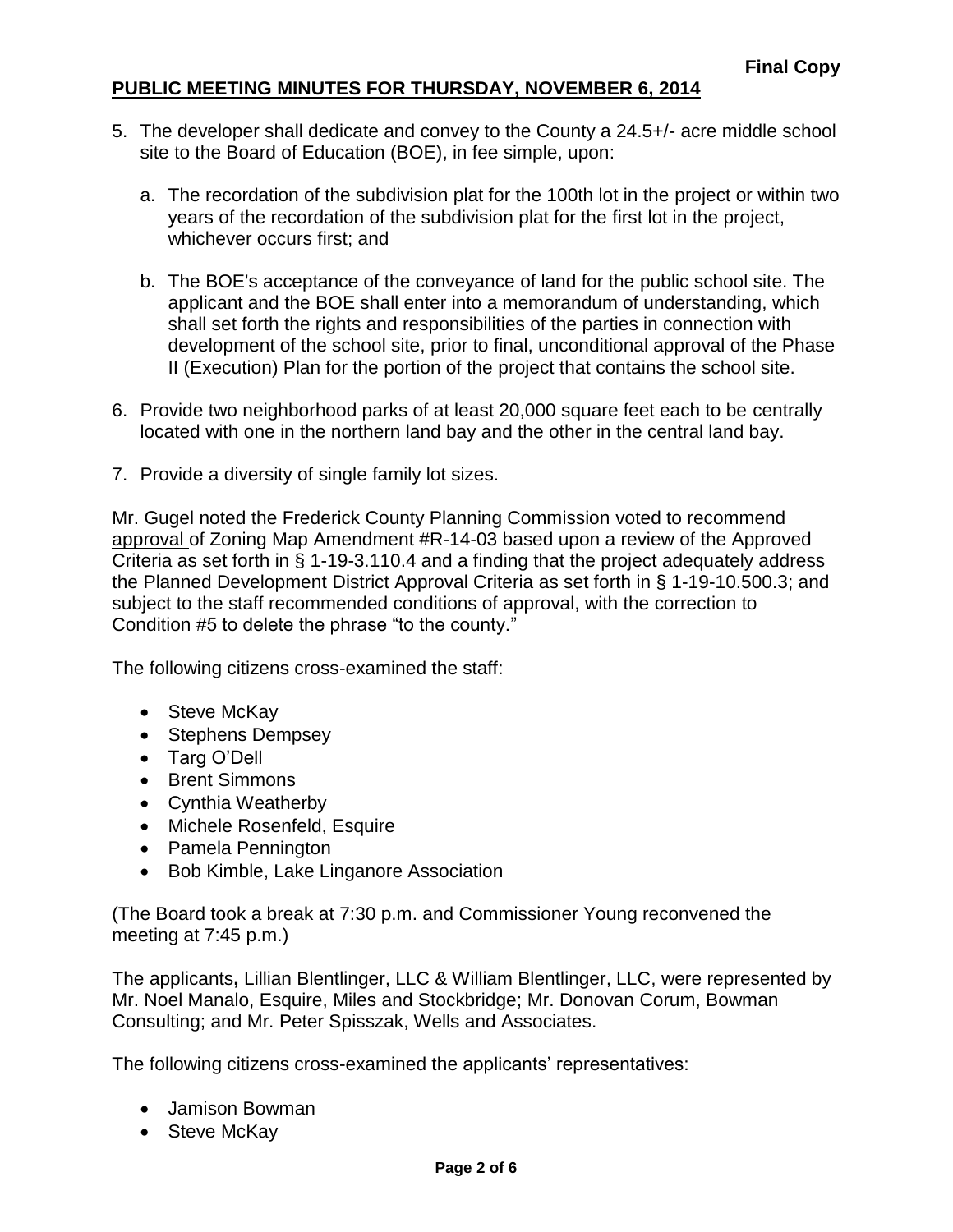5. The developer shall dedicate and convey to the County a 24.5+/- acre middle school site to the Board of Education (BOE), in fee simple, upon:

   a. The recordation of the subdivision plat for the 100th lot in the project or within two years of the recordation of the subdivision plat for the first lot in the project, whichever occurs first; and

   b. The BOE's acceptance of the conveyance of land for the public school site. The applicant and the BOE shall enter into a memorandum of understanding, which shall set forth the rights and responsibilities of the parties in connection with development of the school site, prior to final, unconditional approval of the Phase II (Execution) Plan for the portion of the project that contains the school site.

6. Provide two neighborhood parks of at least 20,000 square feet each to be centrally located with one in the northern land bay and the other in the central land bay.

7. Provide a diversity of single family lot sizes.

Mr. Gugel noted the Frederick County Planning Commission voted to recommend approval of Zoning Map Amendment #R-14-03 based upon a review of the Approved Criteria as set forth in § 1-19-3.110.4 and a finding that the project adequately address the Planned Development District Approval Criteria as set forth in § 1-19-10.500.3; and subject to the staff recommended conditions of approval, with the correction to Condition #5 to delete the phrase "to the county."

The following citizens cross-examined the staff:

- Steve McKay
- Stephens Dempsey
- Targ O'Dell
- Brent Simmons
- Cynthia Weatherby
- Michele Rosenfeld, Esquire
- Pamela Pennington
- Bob Kimble, Lake Linganore Association

(The Board took a break at 7:30 p.m. and Commissioner Young reconvened the meeting at 7:45 p.m.)

The applicants**,** Lillian Blentlinger, LLC & William Blentlinger, LLC, were represented by Mr. Noel Manalo, Esquire, Miles and Stockbridge; Mr. Donovan Corum, Bowman Consulting; and Mr. Peter Spisszak, Wells and Associates.

The following citizens cross-examined the applicants' representatives:

- Jamison Bowman
- Steve McKay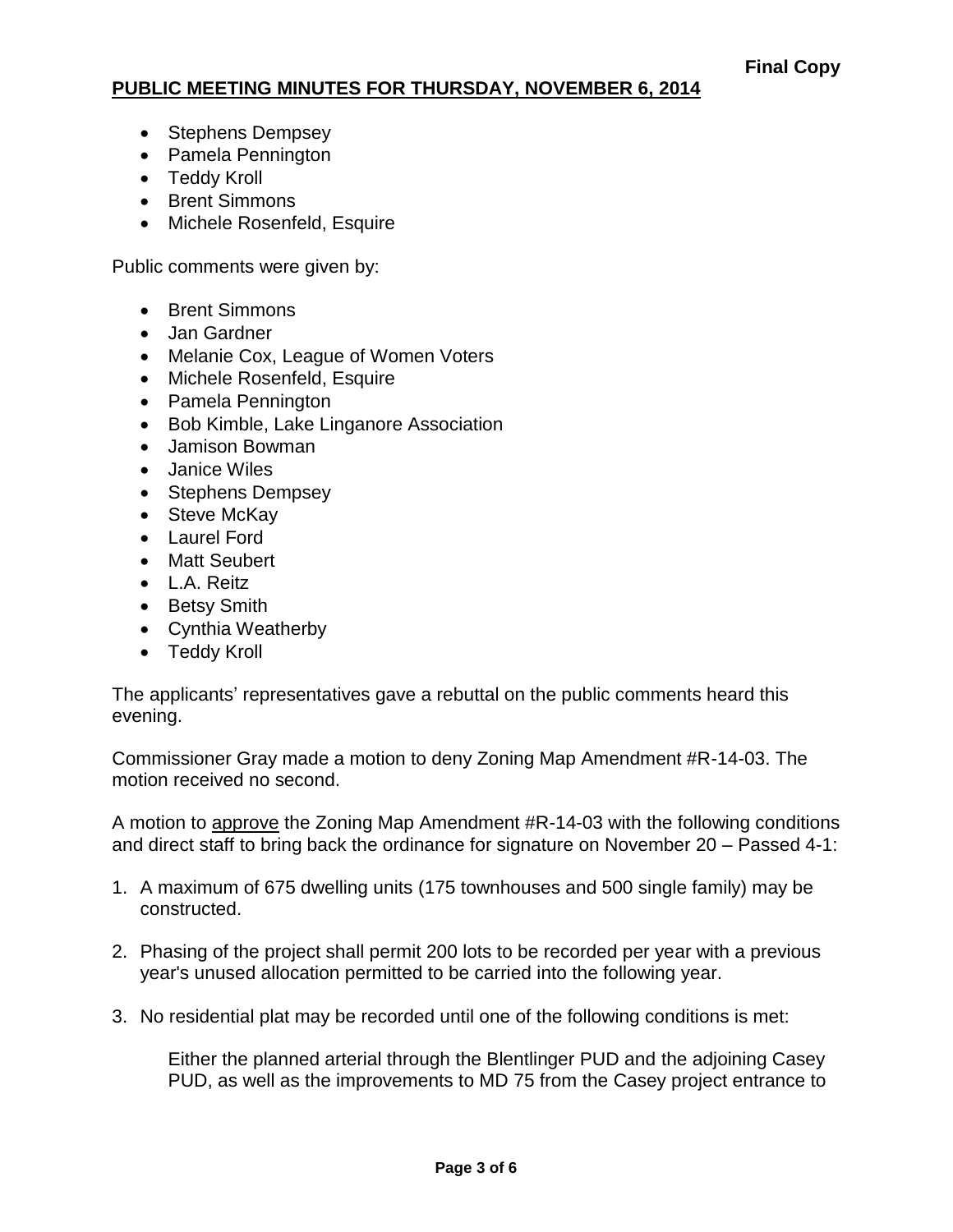- Stephens Dempsey
- Pamela Pennington
- Teddy Kroll
- Brent Simmons
- Michele Rosenfeld, Esquire

Public comments were given by:

- Brent Simmons
- Jan Gardner
- Melanie Cox, League of Women Voters
- Michele Rosenfeld, Esquire
- Pamela Pennington
- Bob Kimble, Lake Linganore Association
- Jamison Bowman
- Janice Wiles
- Stephens Dempsey
- Steve McKay
- Laurel Ford
- Matt Seubert
- L.A. Reitz
- Betsy Smith
- Cynthia Weatherby
- Teddy Kroll

The applicants' representatives gave a rebuttal on the public comments heard this evening.

Commissioner Gray made a motion to deny Zoning Map Amendment #R-14-03. The motion received no second.

A motion to approve the Zoning Map Amendment #R-14-03 with the following conditions and direct staff to bring back the ordinance for signature on November 20 – Passed 4-1:

1. A maximum of 675 dwelling units (175 townhouses and 500 single family) may be constructed.

2. Phasing of the project shall permit 200 lots to be recorded per year with a previous year's unused allocation permitted to be carried into the following year.

3. No residential plat may be recorded until one of the following conditions is met:

   Either the planned arterial through the Blentlinger PUD and the adjoining Casey PUD, as well as the improvements to MD 75 from the Casey project entrance to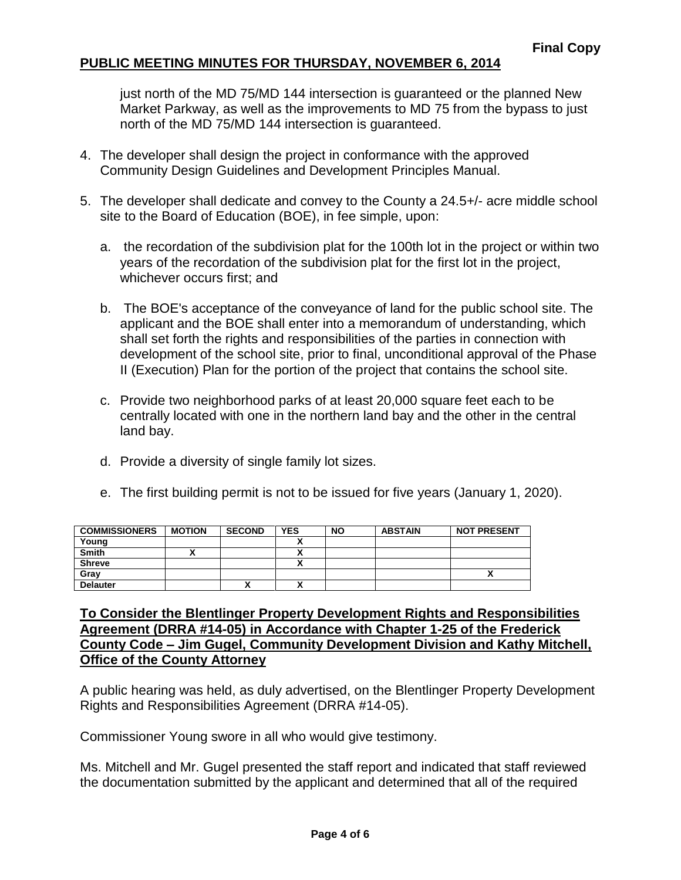just north of the MD 75/MD 144 intersection is guaranteed or the planned New Market Parkway, as well as the improvements to MD 75 from the bypass to just north of the MD 75/MD 144 intersection is guaranteed.

4. The developer shall design the project in conformance with the approved Community Design Guidelines and Development Principles Manual.

5. The developer shall dedicate and convey to the County a 24.5+/- acre middle school site to the Board of Education (BOE), in fee simple, upon:

   a. the recordation of the subdivision plat for the 100th lot in the project or within two years of the recordation of the subdivision plat for the first lot in the project, whichever occurs first; and

   b. The BOE's acceptance of the conveyance of land for the public school site. The applicant and the BOE shall enter into a memorandum of understanding, which shall set forth the rights and responsibilities of the parties in connection with development of the school site, prior to final, unconditional approval of the Phase II (Execution) Plan for the portion of the project that contains the school site.

   c. Provide two neighborhood parks of at least 20,000 square feet each to be centrally located with one in the northern land bay and the other in the central land bay.

   d. Provide a diversity of single family lot sizes.

   e. The first building permit is not to be issued for five years (January 1, 2020).

| COMMISSIONERS | MOTION | SECOND | YES | NO | ABSTAIN | NOT PRESENT |
|---|---|---|---|---|---|---|
| Young | | | X | | | |
| Smith | X | | X | | | |
| Shreve | | | X | | | |
| Gray | | | | | | X |
| Delauter | | X | X | | | |

## To Consider the Blentlinger Property Development Rights and Responsibilities Agreement (DRRA #14-05) in Accordance with Chapter 1-25 of the Frederick County Code – Jim Gugel, Community Development Division and Kathy Mitchell, Office of the County Attorney

A public hearing was held, as duly advertised, on the Blentlinger Property Development Rights and Responsibilities Agreement (DRRA #14-05).

Commissioner Young swore in all who would give testimony.

Ms. Mitchell and Mr. Gugel presented the staff report and indicated that staff reviewed the documentation submitted by the applicant and determined that all of the required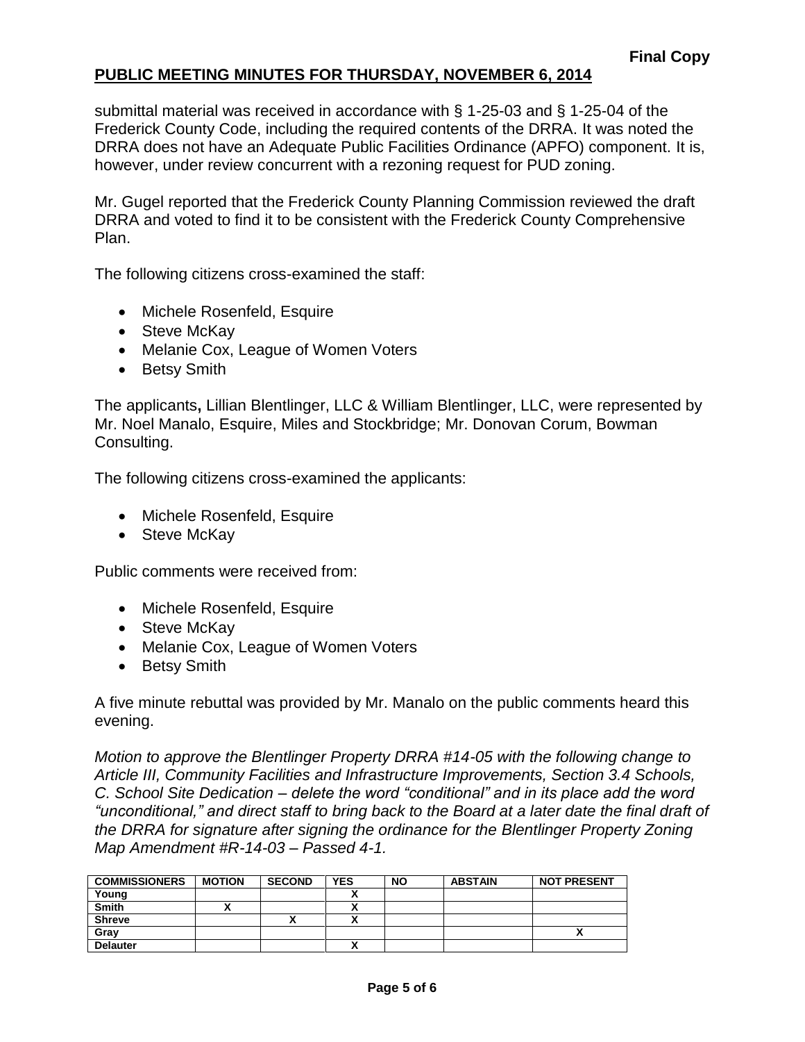submittal material was received in accordance with § 1-25-03 and § 1-25-04 of the Frederick County Code, including the required contents of the DRRA. It was noted the DRRA does not have an Adequate Public Facilities Ordinance (APFO) component. It is, however, under review concurrent with a rezoning request for PUD zoning.

Mr. Gugel reported that the Frederick County Planning Commission reviewed the draft DRRA and voted to find it to be consistent with the Frederick County Comprehensive Plan.

The following citizens cross-examined the staff:

- Michele Rosenfeld, Esquire
- Steve McKay
- Melanie Cox, League of Women Voters
- Betsy Smith

The applicants**,** Lillian Blentlinger, LLC & William Blentlinger, LLC, were represented by Mr. Noel Manalo, Esquire, Miles and Stockbridge; Mr. Donovan Corum, Bowman Consulting.

The following citizens cross-examined the applicants:

- Michele Rosenfeld, Esquire
- Steve McKay

Public comments were received from:

- Michele Rosenfeld, Esquire
- Steve McKay
- Melanie Cox, League of Women Voters
- Betsy Smith

A five minute rebuttal was provided by Mr. Manalo on the public comments heard this evening.

*Motion to approve the Blentlinger Property DRRA #14-05 with the following change to Article III, Community Facilities and Infrastructure Improvements, Section 3.4 Schools, C. School Site Dedication – delete the word "conditional" and in its place add the word "unconditional," and direct staff to bring back to the Board at a later date the final draft of the DRRA for signature after signing the ordinance for the Blentlinger Property Zoning Map Amendment #R-14-03 – Passed 4-1.*

| COMMISSIONERS | MOTION | SECOND | YES | NO | ABSTAIN | NOT PRESENT |
|---|---|---|---|---|---|---|
| Young | | | X | | | |
| Smith | X | | X | | | |
| Shreve | | X | X | | | |
| Gray | | | | | | X |
| Delauter | | | X | | | |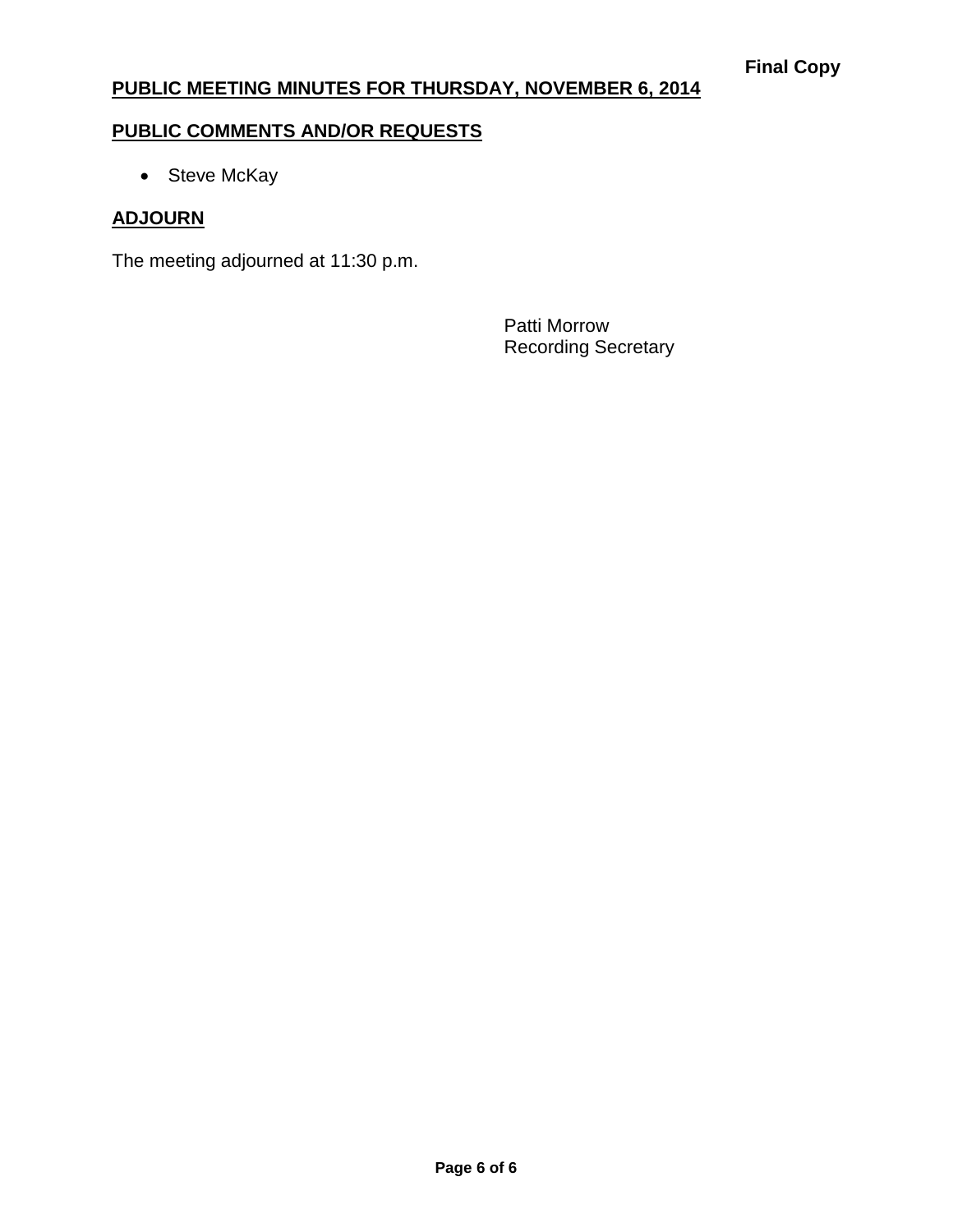**Final Copy**

## PUBLIC MEETING MINUTES FOR THURSDAY, NOVEMBER 6, 2014

## PUBLIC COMMENTS AND/OR REQUESTS

- Steve McKay

## ADJOURN

The meeting adjourned at 11:30 p.m.

Patti Morrow
Recording Secretary